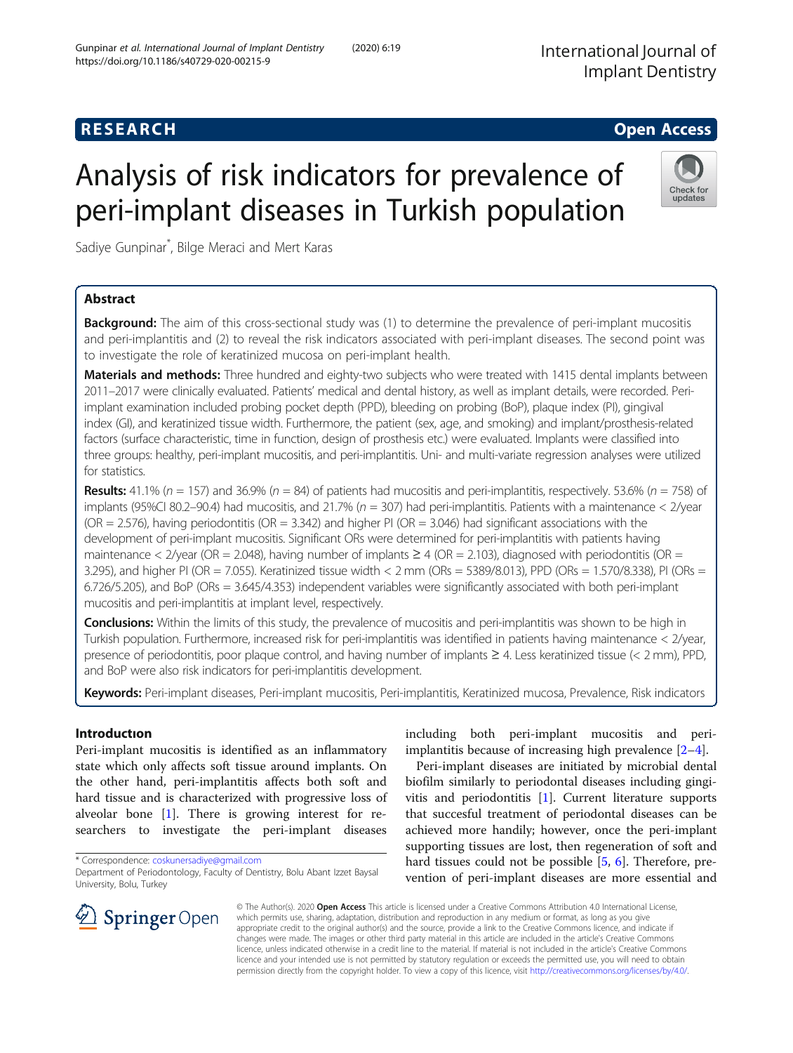RESEARCH Open Access

# Analysis of risk indicators for prevalence of peri-implant diseases in Turkish population

Sadiye Gunpinar*, Bilge Meraci and Mert Karas

## Abstract

**Background:** The aim of this cross-sectional study was (1) to determine the prevalence of peri-implant mucositis and peri-implantitis and (2) to reveal the risk indicators associated with peri-implant diseases. The second point was to investigate the role of keratinized mucosa on peri-implant health.

**Materials and methods:** Three hundred and eighty-two subjects who were treated with 1415 dental implants between 2011–2017 were clinically evaluated. Patients' medical and dental history, as well as implant details, were recorded. Peri-implant examination included probing pocket depth (PPD), bleeding on probing (BoP), plaque index (PI), gingival index (GI), and keratinized tissue width. Furthermore, the patient (sex, age, and smoking) and implant/prosthesis-related factors (surface characteristic, time in function, design of prosthesis etc.) were evaluated. Implants were classified into three groups: healthy, peri-implant mucositis, and peri-implantitis. Uni- and multi-variate regression analyses were utilized for statistics.

**Results:** 41.1% ($n$ = 157) and 36.9% ($n$ = 84) of patients had mucositis and peri-implantitis, respectively. 53.6% ($n$ = 758) of implants (95%CI 80.2–90.4) had mucositis, and 21.7% ($n$ = 307) had peri-implantitis. Patients with a maintenance < 2/year (OR = 2.576), having periodontitis (OR = 3.342) and higher PI (OR = 3.046) had significant associations with the development of peri-implant mucositis. Significant ORs were determined for peri-implantitis with patients having maintenance < 2/year (OR = 2.048), having number of implants ≥ 4 (OR = 2.103), diagnosed with periodontitis (OR = 3.295), and higher PI (OR = 7.055). Keratinized tissue width < 2 mm (ORs = 5389/8.013), PPD (ORs = 1.570/8.338), PI (ORs = 6.726/5.205), and BoP (ORs = 3.645/4.353) independent variables were significantly associated with both peri-implant mucositis and peri-implantitis at implant level, respectively.

**Conclusions:** Within the limits of this study, the prevalence of mucositis and peri-implantitis was shown to be high in Turkish population. Furthermore, increased risk for peri-implantitis was identified in patients having maintenance < 2/year, presence of periodontitis, poor plaque control, and having number of implants ≥ 4. Less keratinized tissue (< 2 mm), PPD, and BoP were also risk indicators for peri-implantitis development.

**Keywords:** Peri-implant diseases, Peri-implant mucositis, Peri-implantitis, Keratinized mucosa, Prevalence, Risk indicators

## Introductıon

Peri-implant mucositis is identified as an inflammatory state which only affects soft tissue around implants. On the other hand, peri-implantitis affects both soft and hard tissue and is characterized with progressive loss of alveolar bone [1]. There is growing interest for researchers to investigate the peri-implant diseases including both peri-implant mucositis and peri-implantitis because of increasing high prevalence [2–4].

Peri-implant diseases are initiated by microbial dental biofilm similarly to periodontal diseases including gingivitis and periodontitis [1]. Current literature supports that succesful treatment of periodontal diseases can be achieved more handily; however, once the peri-implant supporting tissues are lost, then regeneration of soft and hard tissues could not be possible [5, 6]. Therefore, prevention of peri-implant diseases are more essential and

* Correspondence: coskunersadiye@gmail.com
Department of Periodontology, Faculty of Dentistry, Bolu Abant Izzet Baysal University, Bolu, Turkey

© The Author(s). 2020 **Open Access** This article is licensed under a Creative Commons Attribution 4.0 International License, which permits use, sharing, adaptation, distribution and reproduction in any medium or format, as long as you give appropriate credit to the original author(s) and the source, provide a link to the Creative Commons licence, and indicate if changes were made. The images or other third party material in this article are included in the article's Creative Commons licence, unless indicated otherwise in a credit line to the material. If material is not included in the article's Creative Commons licence and your intended use is not permitted by statutory regulation or exceeds the permitted use, you will need to obtain permission directly from the copyright holder. To view a copy of this licence, visit http://creativecommons.org/licenses/by/4.0/.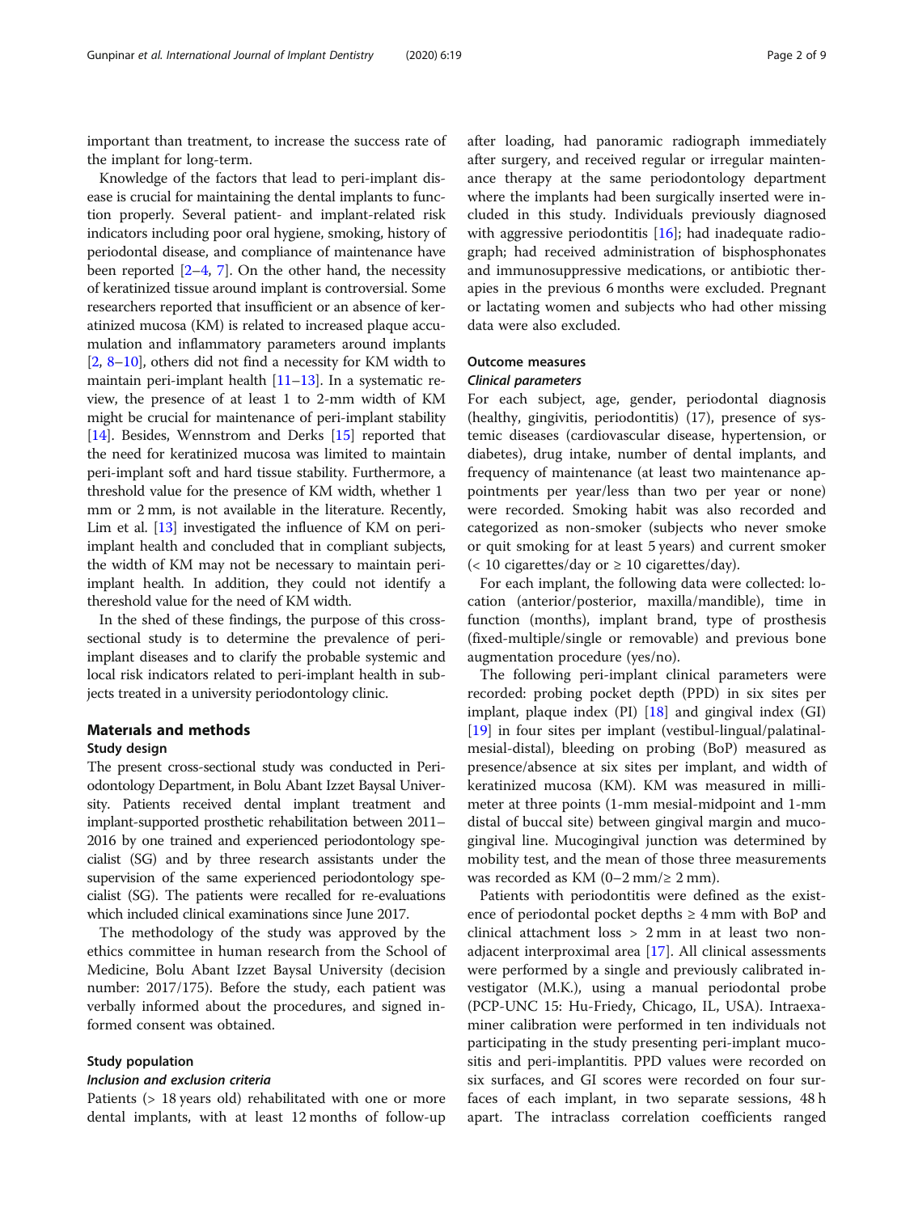important than treatment, to increase the success rate of the implant for long-term.

Knowledge of the factors that lead to peri-implant disease is crucial for maintaining the dental implants to function properly. Several patient- and implant-related risk indicators including poor oral hygiene, smoking, history of periodontal disease, and compliance of maintenance have been reported [2–4, 7]. On the other hand, the necessity of keratinized tissue around implant is controversial. Some researchers reported that insufficient or an absence of keratinized mucosa (KM) is related to increased plaque accumulation and inflammatory parameters around implants [2, 8–10], others did not find a necessity for KM width to maintain peri-implant health [11–13]. In a systematic review, the presence of at least 1 to 2-mm width of KM might be crucial for maintenance of peri-implant stability [14]. Besides, Wennstrom and Derks [15] reported that the need for keratinized mucosa was limited to maintain peri-implant soft and hard tissue stability. Furthermore, a threshold value for the presence of KM width, whether 1 mm or 2 mm, is not available in the literature. Recently, Lim et al. [13] investigated the influence of KM on peri-implant health and concluded that in compliant subjects, the width of KM may not be necessary to maintain peri-implant health. In addition, they could not identify a thereshold value for the need of KM width.

In the shed of these findings, the purpose of this cross-sectional study is to determine the prevalence of peri-implant diseases and to clarify the probable systemic and local risk indicators related to peri-implant health in subjects treated in a university periodontology clinic.

## Materıals and methods

### Study design

The present cross-sectional study was conducted in Periodontology Department, in Bolu Abant Izzet Baysal University. Patients received dental implant treatment and implant-supported prosthetic rehabilitation between 2011–2016 by one trained and experienced periodontology specialist (SG) and by three research assistants under the supervision of the same experienced periodontology specialist (SG). The patients were recalled for re-evaluations which included clinical examinations since June 2017.

The methodology of the study was approved by the ethics committee in human research from the School of Medicine, Bolu Abant Izzet Baysal University (decision number: 2017/175). Before the study, each patient was verbally informed about the procedures, and signed informed consent was obtained.

### Study population

#### *Inclusion and exclusion criteria*

Patients (> 18 years old) rehabilitated with one or more dental implants, with at least 12 months of follow-up after loading, had panoramic radiograph immediately after surgery, and received regular or irregular maintenance therapy at the same periodontology department where the implants had been surgically inserted were included in this study. Individuals previously diagnosed with aggressive periodontitis [16]; had inadequate radiograph; had received administration of bisphosphonates and immunosuppressive medications, or antibiotic therapies in the previous 6 months were excluded. Pregnant or lactating women and subjects who had other missing data were also excluded.

### Outcome measures

#### *Clinical parameters*

For each subject, age, gender, periodontal diagnosis (healthy, gingivitis, periodontitis) (17), presence of systemic diseases (cardiovascular disease, hypertension, or diabetes), drug intake, number of dental implants, and frequency of maintenance (at least two maintenance appointments per year/less than two per year or none) were recorded. Smoking habit was also recorded and categorized as non-smoker (subjects who never smoke or quit smoking for at least 5 years) and current smoker (< 10 cigarettes/day or ≥ 10 cigarettes/day).

For each implant, the following data were collected: location (anterior/posterior, maxilla/mandible), time in function (months), implant brand, type of prosthesis (fixed-multiple/single or removable) and previous bone augmentation procedure (yes/no).

The following peri-implant clinical parameters were recorded: probing pocket depth (PPD) in six sites per implant, plaque index (PI) [18] and gingival index (GI) [19] in four sites per implant (vestibul-lingual/palatinal-mesial-distal), bleeding on probing (BoP) measured as presence/absence at six sites per implant, and width of keratinized mucosa (KM). KM was measured in millimeter at three points (1-mm mesial-midpoint and 1-mm distal of buccal site) between gingival margin and mucogingival line. Mucogingival junction was determined by mobility test, and the mean of those three measurements was recorded as KM (0–2 mm/≥ 2 mm).

Patients with periodontitis were defined as the existence of periodontal pocket depths ≥ 4 mm with BoP and clinical attachment loss > 2 mm in at least two non-adjacent interproximal area [17]. All clinical assessments were performed by a single and previously calibrated investigator (M.K.), using a manual periodontal probe (PCP-UNC 15: Hu-Friedy, Chicago, IL, USA). Intraexaminer calibration were performed in ten individuals not participating in the study presenting peri-implant mucositis and peri-implantitis. PPD values were recorded on six surfaces, and GI scores were recorded on four surfaces of each implant, in two separate sessions, 48 h apart. The intraclass correlation coefficients ranged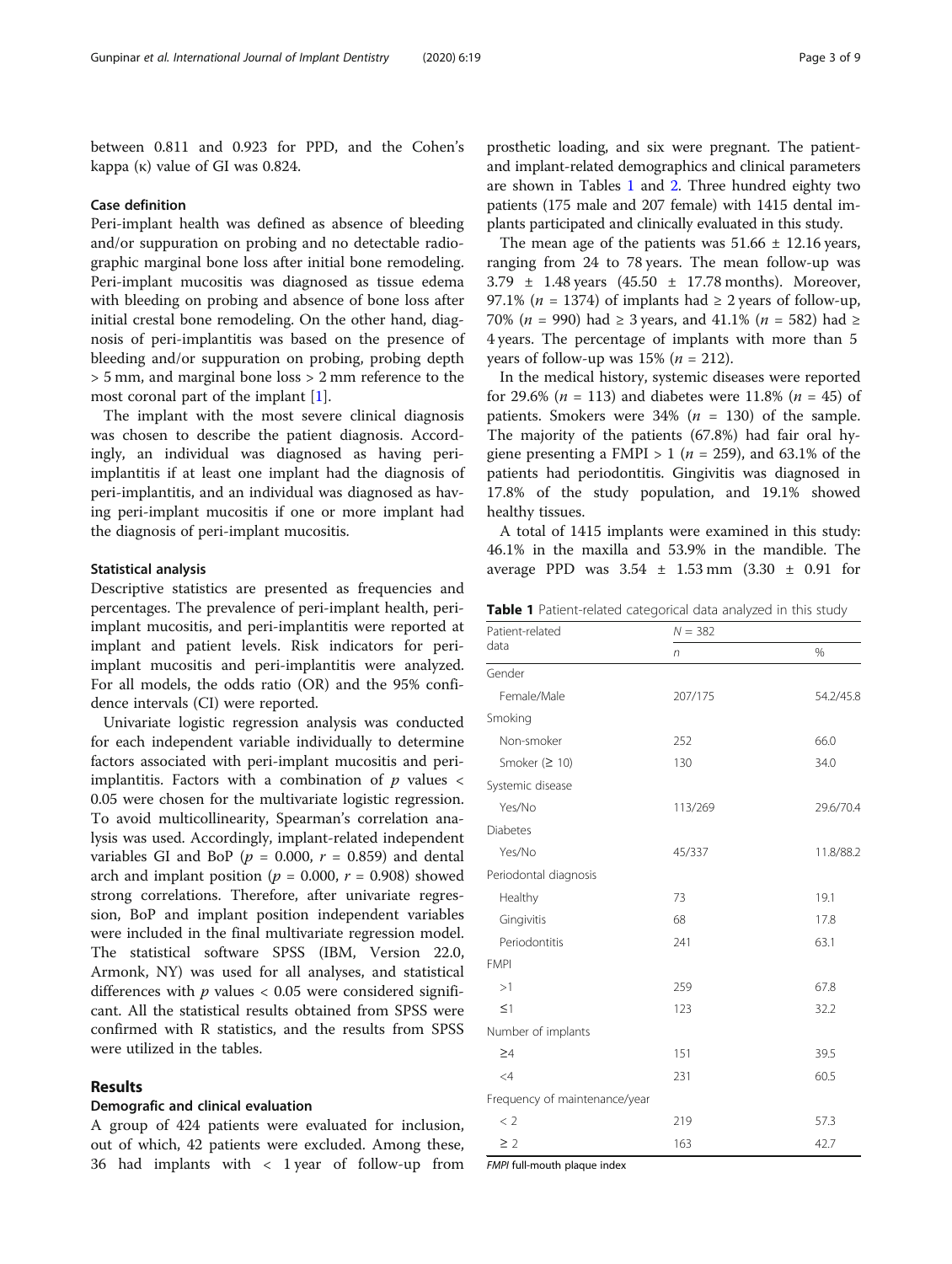between 0.811 and 0.923 for PPD, and the Cohen's kappa (κ) value of GI was 0.824.

### Case definition

Peri-implant health was defined as absence of bleeding and/or suppuration on probing and no detectable radiographic marginal bone loss after initial bone remodeling. Peri-implant mucositis was diagnosed as tissue edema with bleeding on probing and absence of bone loss after initial crestal bone remodeling. On the other hand, diagnosis of peri-implantitis was based on the presence of bleeding and/or suppuration on probing, probing depth > 5 mm, and marginal bone loss > 2 mm reference to the most coronal part of the implant [1].

The implant with the most severe clinical diagnosis was chosen to describe the patient diagnosis. Accordingly, an individual was diagnosed as having peri-implantitis if at least one implant had the diagnosis of peri-implantitis, and an individual was diagnosed as having peri-implant mucositis if one or more implant had the diagnosis of peri-implant mucositis.

### Statistical analysis

Descriptive statistics are presented as frequencies and percentages. The prevalence of peri-implant health, peri-implant mucositis, and peri-implantitis were reported at implant and patient levels. Risk indicators for peri-implant mucositis and peri-implantitis were analyzed. For all models, the odds ratio (OR) and the 95% confidence intervals (CI) were reported.

Univariate logistic regression analysis was conducted for each independent variable individually to determine factors associated with peri-implant mucositis and peri-implantitis. Factors with a combination of $p$ values < 0.05 were chosen for the multivariate logistic regression. To avoid multicollinearity, Spearman's correlation analysis was used. Accordingly, implant-related independent variables GI and BoP ($p$ = 0.000, $r$ = 0.859) and dental arch and implant position ($p$ = 0.000, $r$ = 0.908) showed strong correlations. Therefore, after univariate regression, BoP and implant position independent variables were included in the final multivariate regression model. The statistical software SPSS (IBM, Version 22.0, Armonk, NY) was used for all analyses, and statistical differences with $p$ values < 0.05 were considered significant. All the statistical results obtained from SPSS were confirmed with R statistics, and the results from SPSS were utilized in the tables.

## Results

### Demografic and clinical evaluation

A group of 424 patients were evaluated for inclusion, out of which, 42 patients were excluded. Among these, 36 had implants with < 1 year of follow-up from prosthetic loading, and six were pregnant. The patient- and implant-related demographics and clinical parameters are shown in Tables 1 and 2. Three hundred eighty two patients (175 male and 207 female) with 1415 dental implants participated and clinically evaluated in this study.

The mean age of the patients was 51.66 ± 12.16 years, ranging from 24 to 78 years. The mean follow-up was 3.79 ± 1.48 years (45.50 ± 17.78 months). Moreover, 97.1% ($n$ = 1374) of implants had ≥ 2 years of follow-up, 70% ($n$ = 990) had ≥ 3 years, and 41.1% ($n$ = 582) had ≥ 4 years. The percentage of implants with more than 5 years of follow-up was 15% ($n$ = 212).

In the medical history, systemic diseases were reported for 29.6% ($n$ = 113) and diabetes were 11.8% ($n$ = 45) of patients. Smokers were 34% ($n$ = 130) of the sample. The majority of the patients (67.8%) had fair oral hygiene presenting a FMPI > 1 ($n$ = 259), and 63.1% of the patients had periodontitis. Gingivitis was diagnosed in 17.8% of the study population, and 19.1% showed healthy tissues.

A total of 1415 implants were examined in this study: 46.1% in the maxilla and 53.9% in the mandible. The average PPD was 3.54 ± 1.53 mm (3.30 ± 0.91 for

**Table 1** Patient-related categorical data analyzed in this study

| Patient-related data | $N$ = 382 | |
|---|---|---|
| | $n$ | % |
| Gender | | |
| Female/Male | 207/175 | 54.2/45.8 |
| Smoking | | |
| Non-smoker | 252 | 66.0 |
| Smoker (≥ 10) | 130 | 34.0 |
| Systemic disease | | |
| Yes/No | 113/269 | 29.6/70.4 |
| Diabetes | | |
| Yes/No | 45/337 | 11.8/88.2 |
| Periodontal diagnosis | | |
| Healthy | 73 | 19.1 |
| Gingivitis | 68 | 17.8 |
| Periodontitis | 241 | 63.1 |
| FMPI | | |
| >1 | 259 | 67.8 |
| ≤1 | 123 | 32.2 |
| Number of implants | | |
| ≥4 | 151 | 39.5 |
| <4 | 231 | 60.5 |
| Frequency of maintenance/year | | |
| < 2 | 219 | 57.3 |
| ≥ 2 | 163 | 42.7 |

*FMPI* full-mouth plaque index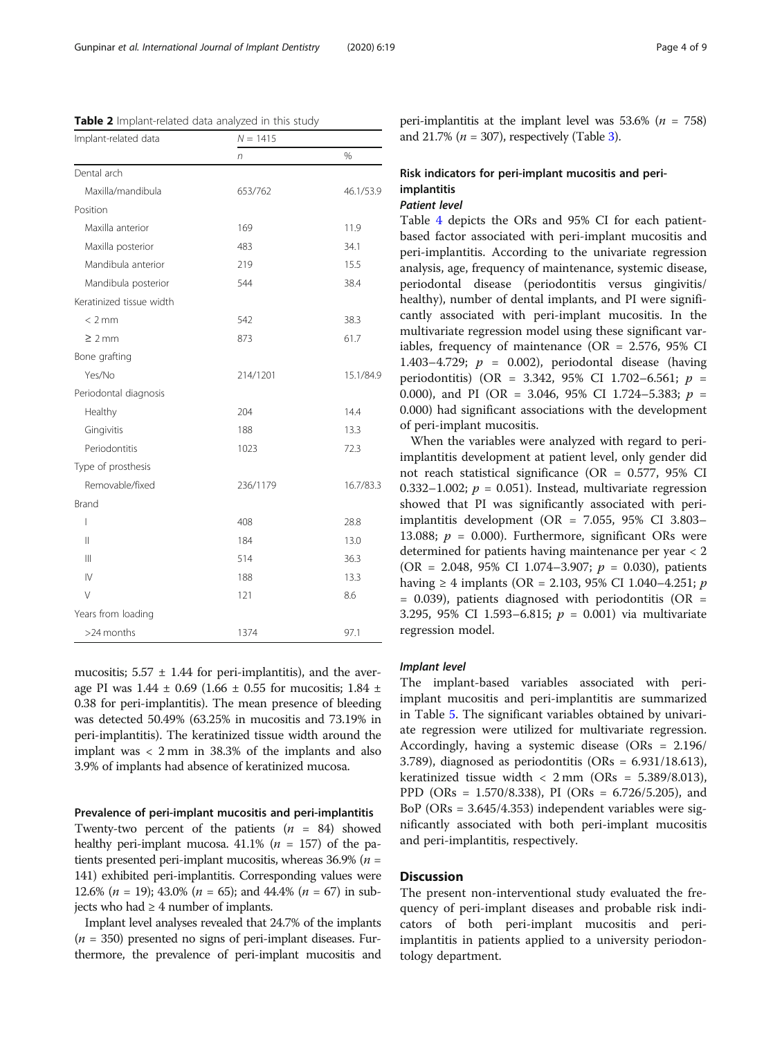**Table 2** Implant-related data analyzed in this study

| Implant-related data | N = 1415 | |
|---|---|---|
| | n | % |
| Dental arch | | |
| Maxilla/mandibula | 653/762 | 46.1/53.9 |
| Position | | |
| Maxilla anterior | 169 | 11.9 |
| Maxilla posterior | 483 | 34.1 |
| Mandibula anterior | 219 | 15.5 |
| Mandibula posterior | 544 | 38.4 |
| Keratinized tissue width | | |
| < 2 mm | 542 | 38.3 |
| ≥ 2 mm | 873 | 61.7 |
| Bone grafting | | |
| Yes/No | 214/1201 | 15.1/84.9 |
| Periodontal diagnosis | | |
| Healthy | 204 | 14.4 |
| Gingivitis | 188 | 13.3 |
| Periodontitis | 1023 | 72.3 |
| Type of prosthesis | | |
| Removable/fixed | 236/1179 | 16.7/83.3 |
| Brand | | |
| I | 408 | 28.8 |
| II | 184 | 13.0 |
| III | 514 | 36.3 |
| IV | 188 | 13.3 |
| V | 121 | 8.6 |
| Years from loading | | |
| >24 months | 1374 | 97.1 |

mucositis; 5.57 ± 1.44 for peri-implantitis), and the average PI was 1.44 ± 0.69 (1.66 ± 0.55 for mucositis; 1.84 ± 0.38 for peri-implantitis). The mean presence of bleeding was detected 50.49% (63.25% in mucositis and 73.19% in peri-implantitis). The keratinized tissue width around the implant was < 2 mm in 38.3% of the implants and also 3.9% of implants had absence of keratinized mucosa.

### Prevalence of peri-implant mucositis and peri-implantitis

Twenty-two percent of the patients ($n$ = 84) showed healthy peri-implant mucosa. 41.1% ($n$ = 157) of the patients presented peri-implant mucositis, whereas 36.9% ($n$ = 141) exhibited peri-implantitis. Corresponding values were 12.6% ($n$ = 19); 43.0% ($n$ = 65); and 44.4% ($n$ = 67) in subjects who had ≥ 4 number of implants.

Implant level analyses revealed that 24.7% of the implants ($n$ = 350) presented no signs of peri-implant diseases. Furthermore, the prevalence of peri-implant mucositis and peri-implantitis at the implant level was 53.6% ($n$ = 758) and 21.7% ($n$ = 307), respectively (Table 3).

### Risk indicators for peri-implant mucositis and peri-implantitis

#### *Patient level*

Table 4 depicts the ORs and 95% CI for each patient-based factor associated with peri-implant mucositis and peri-implantitis. According to the univariate regression analysis, age, frequency of maintenance, systemic disease, periodontal disease (periodontitis versus gingivitis/healthy), number of dental implants, and PI were significantly associated with peri-implant mucositis. In the multivariate regression model using these significant variables, frequency of maintenance (OR = 2.576, 95% CI 1.403–4.729; $p$ = 0.002), periodontal disease (having periodontitis) (OR = 3.342, 95% CI 1.702–6.561; $p$ = 0.000), and PI (OR = 3.046, 95% CI 1.724–5.383; $p$ = 0.000) had significant associations with the development of peri-implant mucositis.

When the variables were analyzed with regard to peri-implantitis development at patient level, only gender did not reach statistical significance (OR = 0.577, 95% CI 0.332–1.002; $p$ = 0.051). Instead, multivariate regression showed that PI was significantly associated with peri-implantitis development (OR = 7.055, 95% CI 3.803–13.088; $p$ = 0.000). Furthermore, significant ORs were determined for patients having maintenance per year < 2 (OR = 2.048, 95% CI 1.074–3.907; $p$ = 0.030), patients having ≥ 4 implants (OR = 2.103, 95% CI 1.040–4.251; $p$ = 0.039), patients diagnosed with periodontitis (OR = 3.295, 95% CI 1.593–6.815; $p$ = 0.001) via multivariate regression model.

#### *Implant level*

The implant-based variables associated with peri-implant mucositis and peri-implantitis are summarized in Table 5. The significant variables obtained by univariate regression were utilized for multivariate regression. Accordingly, having a systemic disease (ORs = 2.196/3.789), diagnosed as periodontitis (ORs = 6.931/18.613), keratinized tissue width < 2 mm (ORs = 5.389/8.013), PPD (ORs = 1.570/8.338), PI (ORs = 6.726/5.205), and BoP (ORs = 3.645/4.353) independent variables were significantly associated with both peri-implant mucositis and peri-implantitis, respectively.

## Discussion

The present non-interventional study evaluated the frequency of peri-implant diseases and probable risk indicators of both peri-implant mucositis and peri-implantitis in patients applied to a university periodontology department.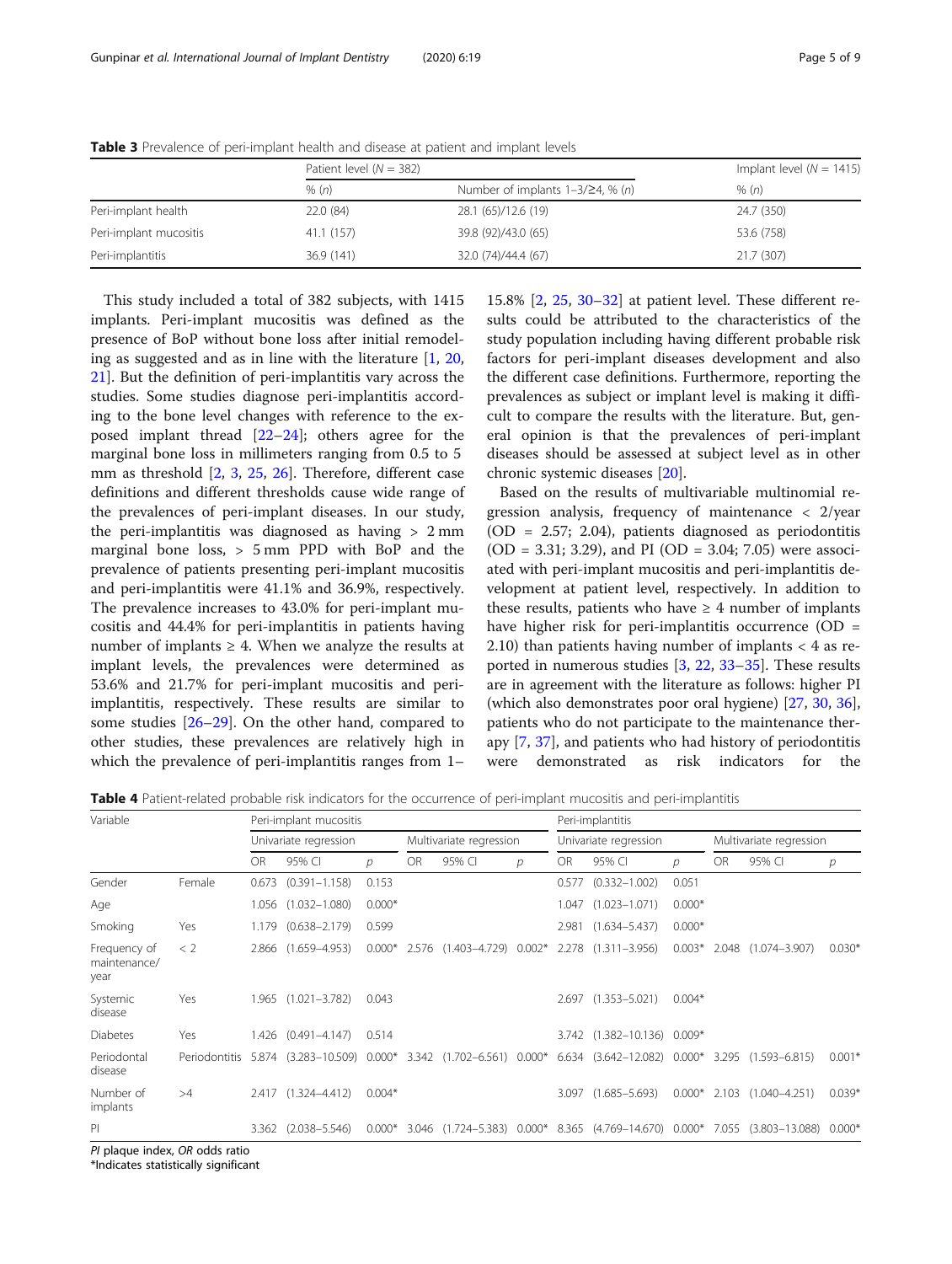**Table 3** Prevalence of peri-implant health and disease at patient and implant levels

| | Patient level (N = 382) | | Implant level (N = 1415) |
|---|---|---|---|
| | % (n) | Number of implants 1–3/≥4, % (n) | % (n) |
| Peri-implant health | 22.0 (84) | 28.1 (65)/12.6 (19) | 24.7 (350) |
| Peri-implant mucositis | 41.1 (157) | 39.8 (92)/43.0 (65) | 53.6 (758) |
| Peri-implantitis | 36.9 (141) | 32.0 (74)/44.4 (67) | 21.7 (307) |

This study included a total of 382 subjects, with 1415 implants. Peri-implant mucositis was defined as the presence of BoP without bone loss after initial remodeling as suggested and as in line with the literature [1, 20, 21]. But the definition of peri-implantitis vary across the studies. Some studies diagnose peri-implantitis according to the bone level changes with reference to the exposed implant thread [22–24]; others agree for the marginal bone loss in millimeters ranging from 0.5 to 5 mm as threshold [2, 3, 25, 26]. Therefore, different case definitions and different thresholds cause wide range of the prevalences of peri-implant diseases. In our study, the peri-implantitis was diagnosed as having > 2 mm marginal bone loss, > 5 mm PPD with BoP and the prevalence of patients presenting peri-implant mucositis and peri-implantitis were 41.1% and 36.9%, respectively. The prevalence increases to 43.0% for peri-implant mucositis and 44.4% for peri-implantitis in patients having number of implants ≥ 4. When we analyze the results at implant levels, the prevalences were determined as 53.6% and 21.7% for peri-implant mucositis and peri-implantitis, respectively. These results are similar to some studies [26–29]. On the other hand, compared to other studies, these prevalences are relatively high in which the prevalence of peri-implantitis ranges from 1–15.8% [2, 25, 30–32] at patient level. These different results could be attributed to the characteristics of the study population including having different probable risk factors for peri-implant diseases development and also the different case definitions. Furthermore, reporting the prevalences as subject or implant level is making it difficult to compare the results with the literature. But, general opinion is that the prevalences of peri-implant diseases should be assessed at subject level as in other chronic systemic diseases [20].

Based on the results of multivariable multinomial regression analysis, frequency of maintenance < 2/year (OD = 2.57; 2.04), patients diagnosed as periodontitis (OD = 3.31; 3.29), and PI (OD = 3.04; 7.05) were associated with peri-implant mucositis and peri-implantitis development at patient level, respectively. In addition to these results, patients who have ≥ 4 number of implants have higher risk for peri-implantitis occurrence (OD = 2.10) than patients having number of implants < 4 as reported in numerous studies [3, 22, 33–35]. These results are in agreement with the literature as follows: higher PI (which also demonstrates poor oral hygiene) [27, 30, 36], patients who do not participate to the maintenance therapy [7, 37], and patients who had history of periodontitis were demonstrated as risk indicators for the

**Table 4** Patient-related probable risk indicators for the occurrence of peri-implant mucositis and peri-implantitis

| Variable | | Peri-implant mucositis | | | | | | Peri-implantitis | | | | | |
|---|---|---|---|---|---|---|---|---|---|---|---|---|---|
| | | Univariate regression | | | Multivariate regression | | | Univariate regression | | | Multivariate regression | | |
| | | OR | 95% CI | p | OR | 95% CI | p | OR | 95% CI | p | OR | 95% CI | p |
| Gender | Female | 0.673 | (0.391–1.158) | 0.153 | | | | 0.577 | (0.332–1.002) | 0.051 | | | |
| Age | | 1.056 | (1.032–1.080) | 0.000* | | | | 1.047 | (1.023–1.071) | 0.000* | | | |
| Smoking | Yes | 1.179 | (0.638–2.179) | 0.599 | | | | 2.981 | (1.634–5.437) | 0.000* | | | |
| Frequency of maintenance/year | < 2 | 2.866 | (1.659–4.953) | 0.000* | 2.576 | (1.403–4.729) | 0.002* | 2.278 | (1.311–3.956) | 0.003* | 2.048 | (1.074–3.907) | 0.030* |
| Systemic disease | Yes | 1.965 | (1.021–3.782) | 0.043 | | | | 2.697 | (1.353–5.021) | 0.004* | | | |
| Diabetes | Yes | 1.426 | (0.491–4.147) | 0.514 | | | | 3.742 | (1.382–10.136) | 0.009* | | | |
| Periodontal disease | Periodontitis | 5.874 | (3.283–10.509) | 0.000* | 3.342 | (1.702–6.561) | 0.000* | 6.634 | (3.642–12.082) | 0.000* | 3.295 | (1.593–6.815) | 0.001* |
| Number of implants | >4 | 2.417 | (1.324–4.412) | 0.004* | | | | 3.097 | (1.685–5.693) | 0.000* | 2.103 | (1.040–4.251) | 0.039* |
| PI | | 3.362 | (2.038–5.546) | 0.000* | 3.046 | (1.724–5.383) | 0.000* | 8.365 | (4.769–14.670) | 0.000* | 7.055 | (3.803–13.088) | 0.000* |

*PI* plaque index, *OR* odds ratio
*Indicates statistically significant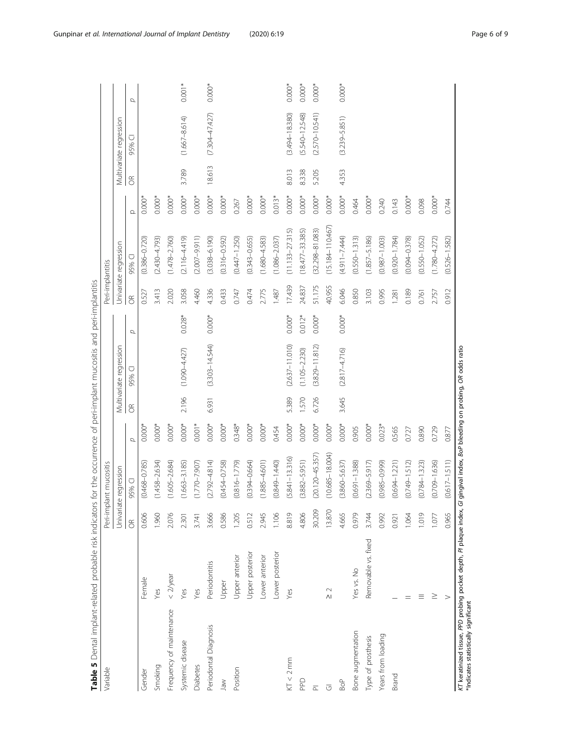**Table 5** Dental implant-related probable risk indicators for the occurrence of peri-implant mucositis and peri-implantitis

| Variable | | Peri-implant mucositis | | | | | | Peri-implantitis | | | | | |
|---|---|---|---|---|---|---|---|---|---|---|---|---|---|
| | | Univariate regression | | | Multivariate regression | | | Univariate regression | | | Multivariate regression | | |
| | | OR | 95% CI | p | OR | 95% CI | p | OR | 95% CI | p | OR | 95% CI | p |
| Gender | Female | 0.606 | (0.468–0.785) | 0.000* | | | | 0.527 | (0.386–0.720) | 0.000* | | | |
| Smoking | Yes | 1.960 | (1.458–2.634) | 0.000* | | | | 3.413 | (2.430–4.793) | 0.000* | | | |
| Frequency of maintenance | < 2/year | 2.076 | (1.605–2.684) | 0.000* | | | | 2.020 | (1.478–2.760) | 0.000* | | | |
| Systemic disease | Yes | 2.301 | (1.663–3.185) | 0.000* | 2.196 | (1.090–4.427) | 0.028* | 3.058 | (2.116–4.419) | 0.000* | 3.789 | (1.667–8.614) | 0.001* |
| Diabetes | Yes | 3.741 | (1.770–7.907) | 0.001* | | | | 4.460 | (2.007–9.911) | 0.000* | | | |
| Periodontal Diagnosis | Periodontitis | 3.666 | (2.792–4.814) | 0.000* | 6.931 | (3.303–14.544) | 0.000* | 4.336 | (3.038–6.190) | 0.000* | 18.613 | (7.304–47.427) | 0.000* |
| Jaw | Upper | 0.586 | (0.454–0.758) | 0.000* | | | | 0.433 | (0.316–0.592) | 0.000* | | | |
| Position | Upper anterior | 1.205 | (0.816–1.779) | 0.348* | | | | 0.747 | (0.447–1.250) | 0.267 | | | |
| | Upper posterior | 0.512 | (0.394–0.664) | 0.000* | | | | 0.474 | (0.343–0.655) | 0.000* | | | |
| | Lower anterior | 2.945 | (1.885–4.601) | 0.000* | | | | 2.775 | (1.680–4.583) | 0.000* | | | |
| | Lower posterior | 1.106 | (0.849–1.440) | 0.454 | | | | 1.487 | (1.086–2.037) | 0.013* | | | |
| KT < 2 mm | Yes | 8.819 | (5.841–13.316) | 0.000* | 5.389 | (2.637–11.010) | 0.000* | 17.439 | (11.133–27.315) | 0.000* | 8.013 | (3.494–18.380) | 0.000* |
| PPD | | 4.806 | (3.882–5.951) | 0.000* | 1.570 | (1.105–2.230) | 0.012* | 24.837 | (18.477–33.385) | 0.000* | 8.338 | (5.540–12.548) | 0.000* |
| PI | | 30.209 | (20.120–45.357) | 0.000* | 6.726 | (3.829–11.812) | 0.000* | 51.175 | (32.298–81.083) | 0.000* | 5.205 | (2.570–10.541) | 0.000* |
| GI | ≥ 2 | 13.870 | (10.685–18.004) | 0.000* | | | | 40.955 | (15.184–110.467) | 0.000* | | | |
| BoP | | 4.665 | (3.860–5.637) | 0.000* | 3.645 | (2.817–4.716) | 0.000* | 6.046 | (4.911–7.444) | 0.000* | 4.353 | (3.239–5.851) | 0.000* |
| Bone augmentation | Yes vs. No | 0.979 | (0.691–1.388) | 0.905 | | | | 0.850 | (0.550–1.313) | 0.464 | | | |
| Type of prosthesis | Removable vs. fixed | 3.744 | (2.369–5.917) | 0.000* | | | | 3.103 | (1.857–5.186) | 0.000* | | | |
| Years from loading | | 0.992 | (0.985–0.999) | 0.023* | | | | 0.995 | (0.987–1.003) | 0.240 | | | |
| Brand | I | 0.921 | (0.694–1.221) | 0.565 | | | | 1.281 | (0.920–1.784) | 0.143 | | | |
| | II | 1.064 | (0.749–1.512) | 0.727 | | | | 0.189 | (0.094–0.378) | 0.000* | | | |
| | III | 1.019 | (0.784–1.323) | 0.890 | | | | 0.761 | (0.550–1.052) | 0.098 | | | |
| | IV | 1.077 | (0.709–1.636) | 0.729 | | | | 2.757 | (1.780–4.272) | 0.000* | | | |
| | V | 0.965 | (0.617–1.511) | 0.877 | | | | 0.912 | (0.526–1.582) | 0.744 | | | |

*KT* keratinized tissue, *PPD* probing pocket depth, *PI* plaque index, *GI* gingival index, *BoP* bleeding on probing, *OR* odds ratio
*Indicates statistically significant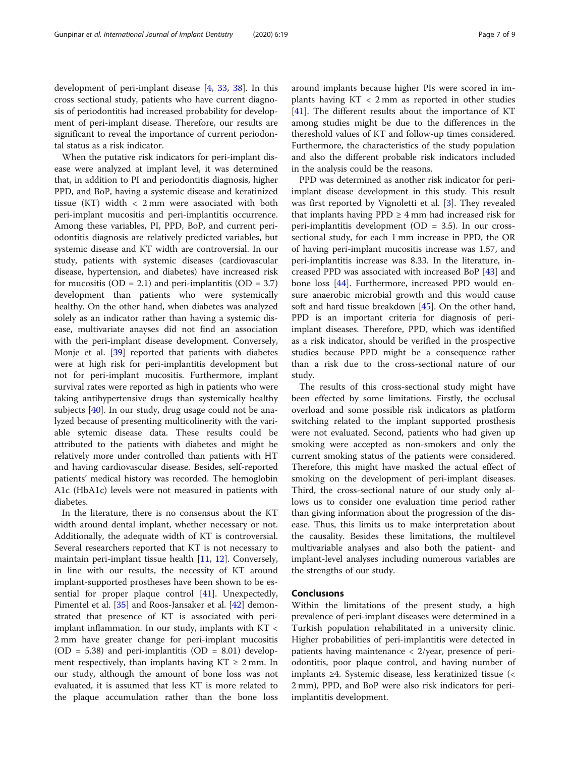development of peri-implant disease [4, 33, 38]. In this cross sectional study, patients who have current diagnosis of periodontitis had increased probability for development of peri-implant disease. Therefore, our results are significant to reveal the importance of current periodontal status as a risk indicator.

When the putative risk indicators for peri-implant disease were analyzed at implant level, it was determined that, in addition to PI and periodontitis diagnosis, higher PPD, and BoP, having a systemic disease and keratinized tissue (KT) width < 2 mm were associated with both peri-implant mucositis and peri-implantitis occurrence. Among these variables, PI, PPD, BoP, and current periodontitis diagnosis are relatively predicted variables, but systemic disease and KT width are controversial. In our study, patients with systemic diseases (cardiovascular disease, hypertension, and diabetes) have increased risk for mucositis (OD = 2.1) and peri-implantitis (OD = 3.7) development than patients who were systemically healthy. On the other hand, when diabetes was analyzed solely as an indicator rather than having a systemic disease, multivariate anayses did not find an association with the peri-implant disease development. Conversely, Monje et al. [39] reported that patients with diabetes were at high risk for peri-implantitis development but not for peri-implant mucositis. Furthermore, implant survival rates were reported as high in patients who were taking antihipertensive drugs than systemically healthy subjects [40]. In our study, drug usage could not be analyzed because of presenting multicolinerity with the variable sytemic disease data. These results could be attributed to the patients with diabetes and might be relatively more under controlled than patients with HT and having cardiovascular disease. Besides, self-reported patients' medical history was recorded. The hemoglobin A1c (HbA1c) levels were not measured in patients with diabetes.

In the literature, there is no consensus about the KT width around dental implant, whether necessary or not. Additionally, the adequate width of KT is controversial. Several researchers reported that KT is not necessary to maintain peri-implant tissue health [11, 12]. Conversely, in line with our results, the necessity of KT around implant-supported prostheses have been shown to be essential for proper plaque control [41]. Unexpectedly, Pimentel et al. [35] and Roos-Jansaker et al. [42] demonstrated that presence of KT is associated with peri-implant inflammation. In our study, implants with KT < 2 mm have greater change for peri-implant mucositis (OD = 5.38) and peri-implantitis (OD = 8.01) development respectively, than implants having KT ≥ 2 mm. In our study, although the amount of bone loss was not evaluated, it is assumed that less KT is more related to the plaque accumulation rather than the bone loss around implants because higher PIs were scored in implants having KT < 2 mm as reported in other studies [41]. The different results about the importance of KT among studies might be due to the differences in the thereshold values of KT and follow-up times considered. Furthermore, the characteristics of the study population and also the different probable risk indicators included in the analysis could be the reasons.

PPD was determined as another risk indicator for peri-implant disease development in this study. This result was first reported by Vignoletti et al. [3]. They revealed that implants having PPD ≥ 4 mm had increased risk for peri-implantitis development (OD = 3.5). In our cross-sectional study, for each 1 mm increase in PPD, the OR of having peri-implant mucositis increase was 1.57, and peri-implantitis increase was 8.33. In the literature, increased PPD was associated with increased BoP [43] and bone loss [44]. Furthermore, increased PPD would ensure anaerobic microbial growth and this would cause soft and hard tissue breakdown [45]. On the other hand, PPD is an important criteria for diagnosis of peri-implant diseases. Therefore, PPD, which was identified as a risk indicator, should be verified in the prospective studies because PPD might be a consequence rather than a risk due to the cross-sectional nature of our study.

The results of this cross-sectional study might have been effected by some limitations. Firstly, the occlusal overload and some possible risk indicators as platform switching related to the implant supported prosthesis were not evaluated. Second, patients who had given up smoking were accepted as non-smokers and only the current smoking status of the patients were considered. Therefore, this might have masked the actual effect of smoking on the development of peri-implant diseases. Third, the cross-sectional nature of our study only allows us to consider one evaluation time period rather than giving information about the progression of the disease. Thus, this limits us to make interpretation about the causality. Besides these limitations, the multilevel multivariable analyses and also both the patient- and implant-level analyses including numerous variables are the strengths of our study.

## Conclusıons

Within the limitations of the present study, a high prevalence of peri-implant diseases were determined in a Turkish population rehabilitated in a university clinic. Higher probabilities of peri-implantitis were detected in patients having maintenance < 2/year, presence of periodontitis, poor plaque control, and having number of implants ≥4. Systemic disease, less keratinized tissue (< 2 mm), PPD, and BoP were also risk indicators for peri-implantitis development.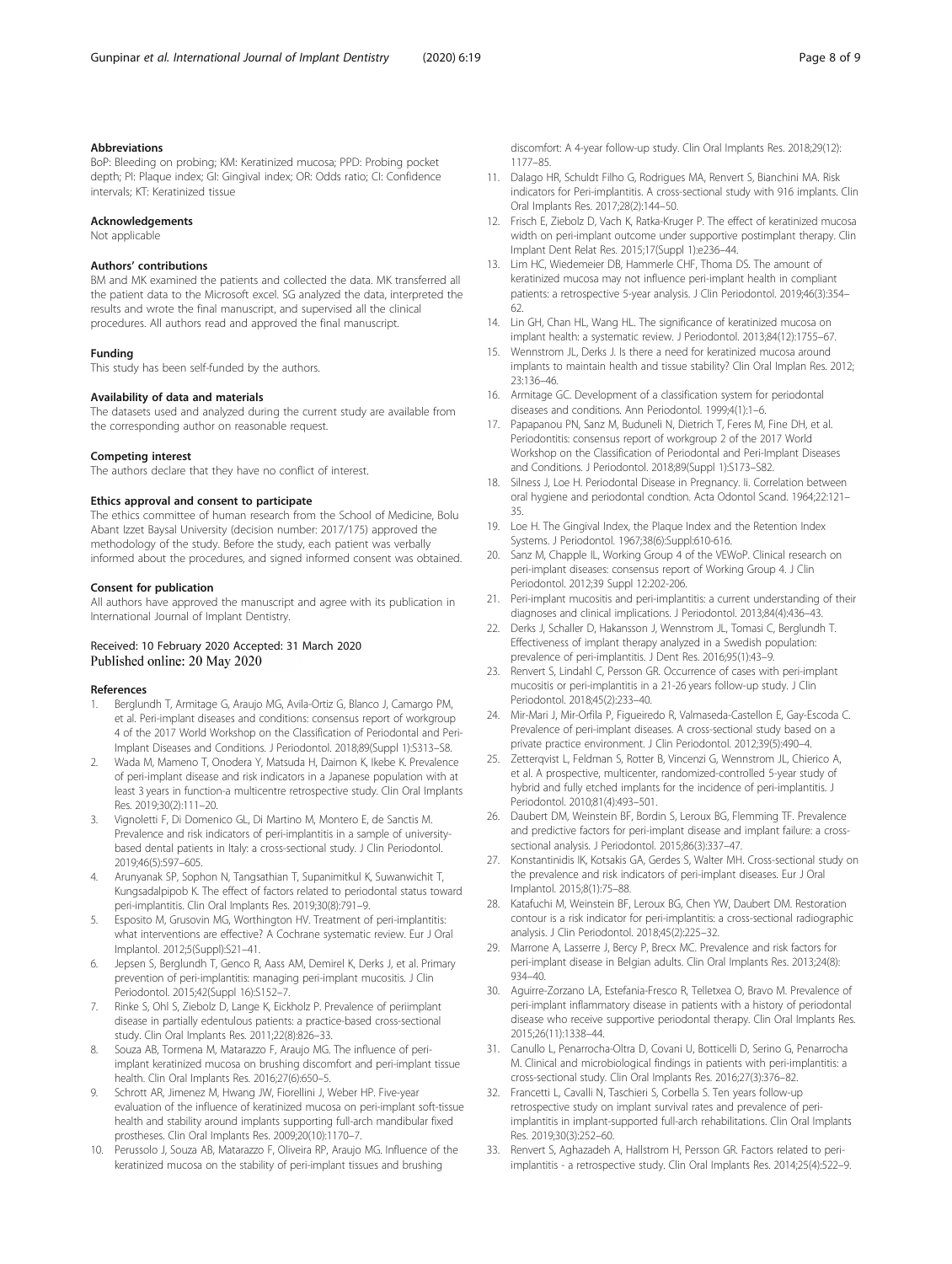### Abbreviations

BoP: Bleeding on probing; KM: Keratinized mucosa; PPD: Probing pocket depth; PI: Plaque index; GI: Gingival index; OR: Odds ratio; CI: Confidence intervals; KT: Keratinized tissue

### Acknowledgements

Not applicable

### Authors' contributions

BM and MK examined the patients and collected the data. MK transferred all the patient data to the Microsoft excel. SG analyzed the data, interpreted the results and wrote the final manuscript, and supervised all the clinical procedures. All authors read and approved the final manuscript.

### Funding

This study has been self-funded by the authors.

### Availability of data and materials

The datasets used and analyzed during the current study are available from the corresponding author on reasonable request.

### Competing interest

The authors declare that they have no conflict of interest.

### Ethics approval and consent to participate

The ethics committee of human research from the School of Medicine, Bolu Abant Izzet Baysal University (decision number: 2017/175) approved the methodology of the study. Before the study, each patient was verbally informed about the procedures, and signed informed consent was obtained.

### Consent for publication

All authors have approved the manuscript and agree with its publication in International Journal of Implant Dentistry.

Received: 10 February 2020 Accepted: 31 March 2020
Published online: 20 May 2020

### References

1. Berglundh T, Armitage G, Araujo MG, Avila-Ortiz G, Blanco J, Camargo PM, et al. Peri-implant diseases and conditions: consensus report of workgroup 4 of the 2017 World Workshop on the Classification of Periodontal and Peri-Implant Diseases and Conditions. J Periodontol. 2018;89(Suppl 1):S313–S8.
2. Wada M, Mameno T, Onodera Y, Matsuda H, Daimon K, Ikebe K. Prevalence of peri-implant disease and risk indicators in a Japanese population with at least 3 years in function-a multicentre retrospective study. Clin Oral Implants Res. 2019;30(2):111–20.
3. Vignoletti F, Di Domenico GL, Di Martino M, Montero E, de Sanctis M. Prevalence and risk indicators of peri-implantitis in a sample of university-based dental patients in Italy: a cross-sectional study. J Clin Periodontol. 2019;46(5):597–605.
4. Arunyanak SP, Sophon N, Tangsathian T, Supanimitkul K, Suwanwichit T, Kungsadalpipob K. The effect of factors related to periodontal status toward peri-implantitis. Clin Oral Implants Res. 2019;30(8):791–9.
5. Esposito M, Grusovin MG, Worthington HV. Treatment of peri-implantitis: what interventions are effective? A Cochrane systematic review. Eur J Oral Implantol. 2012;5(Suppl):S21–41.
6. Jepsen S, Berglundh T, Genco R, Aass AM, Demirel K, Derks J, et al. Primary prevention of peri-implantitis: managing peri-implant mucositis. J Clin Periodontol. 2015;42(Suppl 16):S152–7.
7. Rinke S, Ohl S, Ziebolz D, Lange K, Eickholz P. Prevalence of periimplant disease in partially edentulous patients: a practice-based cross-sectional study. Clin Oral Implants Res. 2011;22(8):826–33.
8. Souza AB, Tormena M, Matarazzo F, Araujo MG. The influence of peri-implant keratinized mucosa on brushing discomfort and peri-implant tissue health. Clin Oral Implants Res. 2016;27(6):650–5.
9. Schrott AR, Jimenez M, Hwang JW, Fiorellini J, Weber HP. Five-year evaluation of the influence of keratinized mucosa on peri-implant soft-tissue health and stability around implants supporting full-arch mandibular fixed prostheses. Clin Oral Implants Res. 2009;20(10):1170–7.
10. Perussolo J, Souza AB, Matarazzo F, Oliveira RP, Araujo MG. Influence of the keratinized mucosa on the stability of peri-implant tissues and brushing discomfort: A 4-year follow-up study. Clin Oral Implants Res. 2018;29(12):1177–85.
11. Dalago HR, Schuldt Filho G, Rodrigues MA, Renvert S, Bianchini MA. Risk indicators for Peri-implantitis. A cross-sectional study with 916 implants. Clin Oral Implants Res. 2017;28(2):144–50.
12. Frisch E, Ziebolz D, Vach K, Ratka-Kruger P. The effect of keratinized mucosa width on peri-implant outcome under supportive postimplant therapy. Clin Implant Dent Relat Res. 2015;17(Suppl 1):e236–44.
13. Lim HC, Wiedemeier DB, Hammerle CHF, Thoma DS. The amount of keratinized mucosa may not influence peri-implant health in compliant patients: a retrospective 5-year analysis. J Clin Periodontol. 2019;46(3):354–62.
14. Lin GH, Chan HL, Wang HL. The significance of keratinized mucosa on implant health: a systematic review. J Periodontol. 2013;84(12):1755–67.
15. Wennstrom JL, Derks J. Is there a need for keratinized mucosa around implants to maintain health and tissue stability? Clin Oral Implan Res. 2012; 23:136–46.
16. Armitage GC. Development of a classification system for periodontal diseases and conditions. Ann Periodontol. 1999;4(1):1–6.
17. Papapanou PN, Sanz M, Buduneli N, Dietrich T, Feres M, Fine DH, et al. Periodontitis: consensus report of workgroup 2 of the 2017 World Workshop on the Classification of Periodontal and Peri-Implant Diseases and Conditions. J Periodontol. 2018;89(Suppl 1):S173–S82.
18. Silness J, Loe H. Periodontal Disease in Pregnancy. Ii. Correlation between oral hygiene and periodontal condtion. Acta Odontol Scand. 1964;22:121–35.
19. Loe H. The Gingival Index, the Plaque Index and the Retention Index Systems. J Periodontol. 1967;38(6):Suppl:610-616.
20. Sanz M, Chapple IL, Working Group 4 of the VEWoP. Clinical research on peri-implant diseases: consensus report of Working Group 4. J Clin Periodontol. 2012;39 Suppl 12:202-206.
21. Peri-implant mucositis and peri-implantitis: a current understanding of their diagnoses and clinical implications. J Periodontol. 2013;84(4):436–43.
22. Derks J, Schaller D, Hakansson J, Wennstrom JL, Tomasi C, Berglundh T. Effectiveness of implant therapy analyzed in a Swedish population: prevalence of peri-implantitis. J Dent Res. 2016;95(1):43–9.
23. Renvert S, Lindahl C, Persson GR. Occurrence of cases with peri-implant mucositis or peri-implantitis in a 21-26 years follow-up study. J Clin Periodontol. 2018;45(2):233–40.
24. Mir-Mari J, Mir-Orfila P, Figueiredo R, Valmaseda-Castellon E, Gay-Escoda C. Prevalence of peri-implant diseases. A cross-sectional study based on a private practice environment. J Clin Periodontol. 2012;39(5):490–4.
25. Zetterqvist L, Feldman S, Rotter B, Vincenzi G, Wennstrom JL, Chierico A, et al. A prospective, multicenter, randomized-controlled 5-year study of hybrid and fully etched implants for the incidence of peri-implantitis. J Periodontol. 2010;81(4):493–501.
26. Daubert DM, Weinstein BF, Bordin S, Leroux BG, Flemming TF. Prevalence and predictive factors for peri-implant disease and implant failure: a cross-sectional analysis. J Periodontol. 2015;86(3):337–47.
27. Konstantinidis IK, Kotsakis GA, Gerdes S, Walter MH. Cross-sectional study on the prevalence and risk indicators of peri-implant diseases. Eur J Oral Implantol. 2015;8(1):75–88.
28. Katafuchi M, Weinstein BF, Leroux BG, Chen YW, Daubert DM. Restoration contour is a risk indicator for peri-implantitis: a cross-sectional radiographic analysis. J Clin Periodontol. 2018;45(2):225–32.
29. Marrone A, Lasserre J, Bercy P, Brecx MC. Prevalence and risk factors for peri-implant disease in Belgian adults. Clin Oral Implants Res. 2013;24(8):934–40.
30. Aguirre-Zorzano LA, Estefania-Fresco R, Telletxea O, Bravo M. Prevalence of peri-implant inflammatory disease in patients with a history of periodontal disease who receive supportive periodontal therapy. Clin Oral Implants Res. 2015;26(11):1338–44.
31. Canullo L, Penarrocha-Oltra D, Covani U, Botticelli D, Serino G, Penarrocha M. Clinical and microbiological findings in patients with peri-implantitis: a cross-sectional study. Clin Oral Implants Res. 2016;27(3):376–82.
32. Francetti L, Cavalli N, Taschieri S, Corbella S. Ten years follow-up retrospective study on implant survival rates and prevalence of peri-implantitis in implant-supported full-arch rehabilitations. Clin Oral Implants Res. 2019;30(3):252–60.
33. Renvert S, Aghazadeh A, Hallstrom H, Persson GR. Factors related to peri-implantitis - a retrospective study. Clin Oral Implants Res. 2014;25(4):522–9.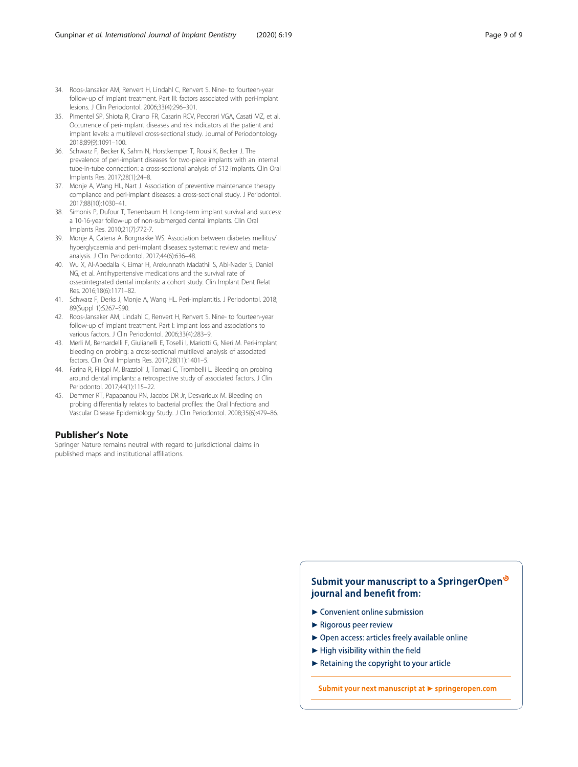34. Roos-Jansaker AM, Renvert H, Lindahl C, Renvert S. Nine- to fourteen-year follow-up of implant treatment. Part III: factors associated with peri-implant lesions. J Clin Periodontol. 2006;33(4):296–301.
35. Pimentel SP, Shiota R, Cirano FR, Casarin RCV, Pecorari VGA, Casati MZ, et al. Occurrence of peri-implant diseases and risk indicators at the patient and implant levels: a multilevel cross-sectional study. Journal of Periodontology. 2018;89(9):1091–100.
36. Schwarz F, Becker K, Sahm N, Horstkemper T, Rousi K, Becker J. The prevalence of peri-implant diseases for two-piece implants with an internal tube-in-tube connection: a cross-sectional analysis of 512 implants. Clin Oral Implants Res. 2017;28(1):24–8.
37. Monje A, Wang HL, Nart J. Association of preventive maintenance therapy compliance and peri-implant diseases: a cross-sectional study. J Periodontol. 2017;88(10):1030–41.
38. Simonis P, Dufour T, Tenenbaum H. Long-term implant survival and success: a 10-16-year follow-up of non-submerged dental implants. Clin Oral Implants Res. 2010;21(7):772-7.
39. Monje A, Catena A, Borgnakke WS. Association between diabetes mellitus/ hyperglycaemia and peri-implant diseases: systematic review and meta-analysis. J Clin Periodontol. 2017;44(6):636–48.
40. Wu X, Al-Abedalla K, Eimar H, Arekunnath Madathil S, Abi-Nader S, Daniel NG, et al. Antihypertensive medications and the survival rate of osseointegrated dental implants: a cohort study. Clin Implant Dent Relat Res. 2016;18(6):1171–82.
41. Schwarz F, Derks J, Monje A, Wang HL. Peri-implantitis. J Periodontol. 2018; 89(Suppl 1):S267–S90.
42. Roos-Jansaker AM, Lindahl C, Renvert H, Renvert S. Nine- to fourteen-year follow-up of implant treatment. Part I: implant loss and associations to various factors. J Clin Periodontol. 2006;33(4):283–9.
43. Merli M, Bernardelli F, Giulianelli E, Toselli I, Mariotti G, Nieri M. Peri-implant bleeding on probing: a cross-sectional multilevel analysis of associated factors. Clin Oral Implants Res. 2017;28(11):1401–5.
44. Farina R, Filippi M, Brazzioli J, Tomasi C, Trombelli L. Bleeding on probing around dental implants: a retrospective study of associated factors. J Clin Periodontol. 2017;44(1):115–22.
45. Demmer RT, Papapanou PN, Jacobs DR Jr, Desvarieux M. Bleeding on probing differentially relates to bacterial profiles: the Oral Infections and Vascular Disease Epidemiology Study. J Clin Periodontol. 2008;35(6):479–86.

## Publisher's Note

Springer Nature remains neutral with regard to jurisdictional claims in published maps and institutional affiliations.

**Submit your manuscript to a SpringerOpen journal and benefit from:**

- ► Convenient online submission
- ► Rigorous peer review
- ► Open access: articles freely available online
- ► High visibility within the field
- ► Retaining the copyright to your article

**Submit your next manuscript at ► springeropen.com**